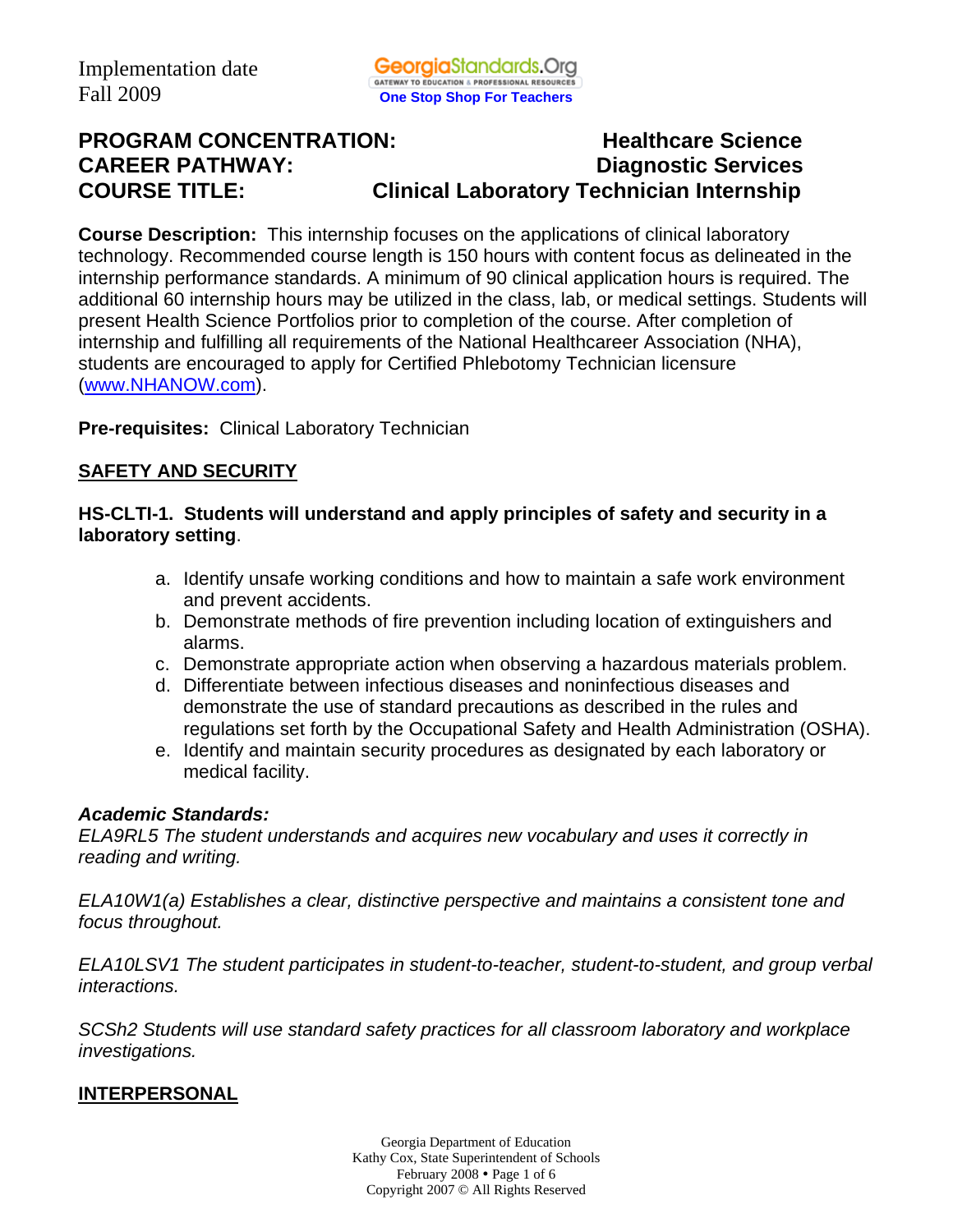Implementation date
Fall 2009

**PROGRAM CONCENTRATION:** Healthcare Science
**CAREER PATHWAY:** Diagnostic Services
**COURSE TITLE:** Clinical Laboratory Technician Internship

**Course Description:** This internship focuses on the applications of clinical laboratory technology. Recommended course length is 150 hours with content focus as delineated in the internship performance standards. A minimum of 90 clinical application hours is required. The additional 60 internship hours may be utilized in the class, lab, or medical settings. Students will present Health Science Portfolios prior to completion of the course. After completion of internship and fulfilling all requirements of the National Healthcareer Association (NHA), students are encouraged to apply for Certified Phlebotomy Technician licensure (www.NHANOW.com).

**Pre-requisites:** Clinical Laboratory Technician

## SAFETY AND SECURITY

**HS-CLTI-1. Students will understand and apply principles of safety and security in a laboratory setting**.

a. Identify unsafe working conditions and how to maintain a safe work environment and prevent accidents.
b. Demonstrate methods of fire prevention including location of extinguishers and alarms.
c. Demonstrate appropriate action when observing a hazardous materials problem.
d. Differentiate between infectious diseases and noninfectious diseases and demonstrate the use of standard precautions as described in the rules and regulations set forth by the Occupational Safety and Health Administration (OSHA).
e. Identify and maintain security procedures as designated by each laboratory or medical facility.

***Academic Standards:***

*ELA9RL5 The student understands and acquires new vocabulary and uses it correctly in reading and writing.*

*ELA10W1(a) Establishes a clear, distinctive perspective and maintains a consistent tone and focus throughout.*

*ELA10LSV1 The student participates in student-to-teacher, student-to-student, and group verbal interactions.*

*SCSh2 Students will use standard safety practices for all classroom laboratory and workplace investigations.*

## INTERPERSONAL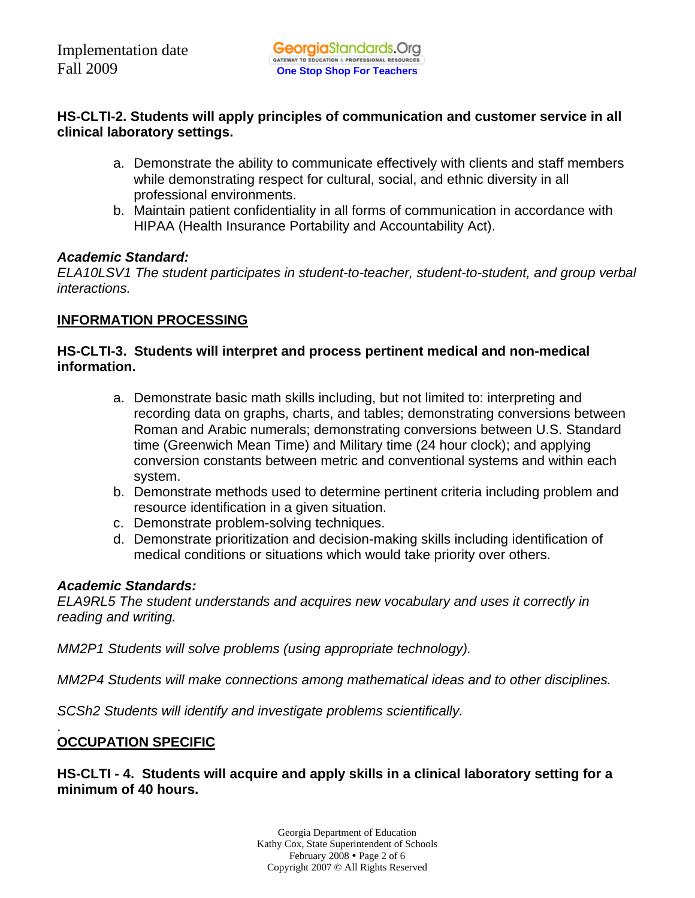**HS-CLTI-2. Students will apply principles of communication and customer service in all clinical laboratory settings.**

a. Demonstrate the ability to communicate effectively with clients and staff members while demonstrating respect for cultural, social, and ethnic diversity in all professional environments.
b. Maintain patient confidentiality in all forms of communication in accordance with HIPAA (Health Insurance Portability and Accountability Act).

***Academic Standard:***

*ELA10LSV1 The student participates in student-to-teacher, student-to-student, and group verbal interactions.*

## INFORMATION PROCESSING

**HS-CLTI-3. Students will interpret and process pertinent medical and non-medical information.**

a. Demonstrate basic math skills including, but not limited to: interpreting and recording data on graphs, charts, and tables; demonstrating conversions between Roman and Arabic numerals; demonstrating conversions between U.S. Standard time (Greenwich Mean Time) and Military time (24 hour clock); and applying conversion constants between metric and conventional systems and within each system.
b. Demonstrate methods used to determine pertinent criteria including problem and resource identification in a given situation.
c. Demonstrate problem-solving techniques.
d. Demonstrate prioritization and decision-making skills including identification of medical conditions or situations which would take priority over others.

***Academic Standards:***

*ELA9RL5 The student understands and acquires new vocabulary and uses it correctly in reading and writing.*

*MM2P1 Students will solve problems (using appropriate technology).*

*MM2P4 Students will make connections among mathematical ideas and to other disciplines.*

*SCSh2 Students will identify and investigate problems scientifically.*

## OCCUPATION SPECIFIC

**HS-CLTI - 4. Students will acquire and apply skills in a clinical laboratory setting for a minimum of 40 hours.**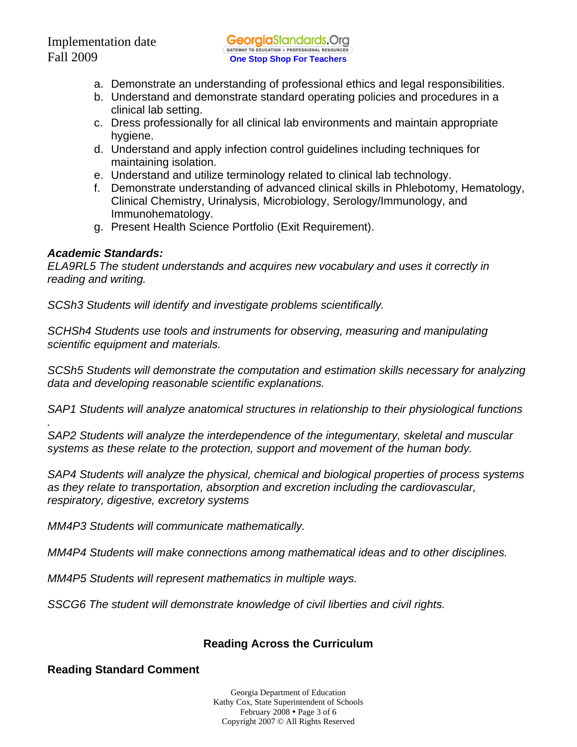a. Demonstrate an understanding of professional ethics and legal responsibilities.
b. Understand and demonstrate standard operating policies and procedures in a clinical lab setting.
c. Dress professionally for all clinical lab environments and maintain appropriate hygiene.
d. Understand and apply infection control guidelines including techniques for maintaining isolation.
e. Understand and utilize terminology related to clinical lab technology.
f. Demonstrate understanding of advanced clinical skills in Phlebotomy, Hematology, Clinical Chemistry, Urinalysis, Microbiology, Serology/Immunology, and Immunohematology.
g. Present Health Science Portfolio (Exit Requirement).

***Academic Standards:***

*ELA9RL5 The student understands and acquires new vocabulary and uses it correctly in reading and writing.*

*SCSh3 Students will identify and investigate problems scientifically.*

*SCHSh4 Students use tools and instruments for observing, measuring and manipulating scientific equipment and materials.*

*SCSh5 Students will demonstrate the computation and estimation skills necessary for analyzing data and developing reasonable scientific explanations.*

*SAP1 Students will analyze anatomical structures in relationship to their physiological functions .*

*SAP2 Students will analyze the interdependence of the integumentary, skeletal and muscular systems as these relate to the protection, support and movement of the human body.*

*SAP4 Students will analyze the physical, chemical and biological properties of process systems as they relate to transportation, absorption and excretion including the cardiovascular, respiratory, digestive, excretory systems*

*MM4P3 Students will communicate mathematically.*

*MM4P4 Students will make connections among mathematical ideas and to other disciplines.*

*MM4P5 Students will represent mathematics in multiple ways.*

*SSCG6 The student will demonstrate knowledge of civil liberties and civil rights.*

## Reading Across the Curriculum

### Reading Standard Comment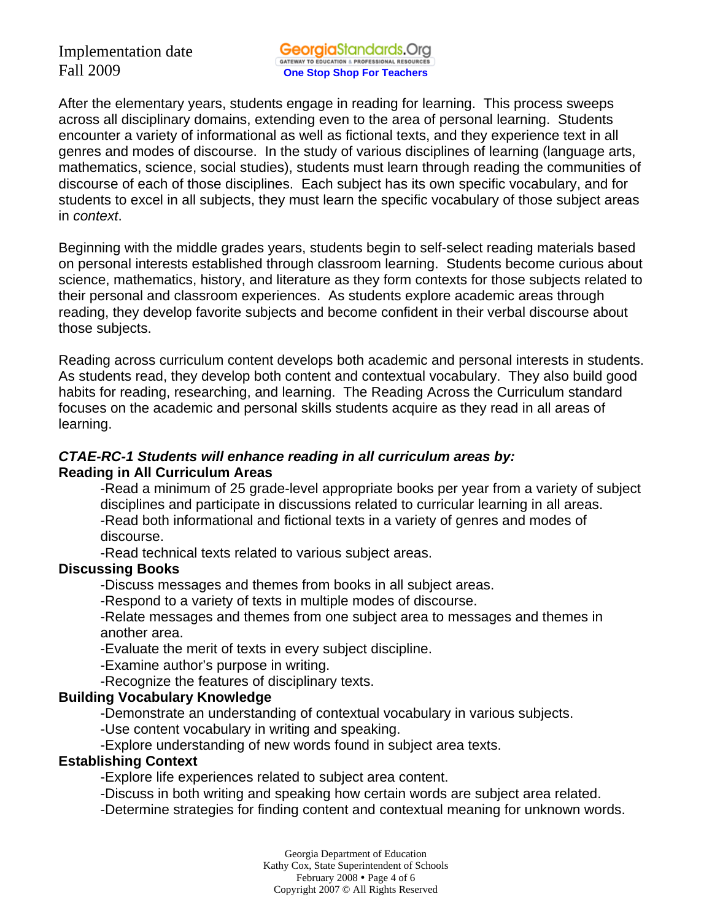After the elementary years, students engage in reading for learning. This process sweeps across all disciplinary domains, extending even to the area of personal learning. Students encounter a variety of informational as well as fictional texts, and they experience text in all genres and modes of discourse. In the study of various disciplines of learning (language arts, mathematics, science, social studies), students must learn through reading the communities of discourse of each of those disciplines. Each subject has its own specific vocabulary, and for students to excel in all subjects, they must learn the specific vocabulary of those subject areas in *context*.

Beginning with the middle grades years, students begin to self-select reading materials based on personal interests established through classroom learning. Students become curious about science, mathematics, history, and literature as they form contexts for those subjects related to their personal and classroom experiences. As students explore academic areas through reading, they develop favorite subjects and become confident in their verbal discourse about those subjects.

Reading across curriculum content develops both academic and personal interests in students. As students read, they develop both content and contextual vocabulary. They also build good habits for reading, researching, and learning. The Reading Across the Curriculum standard focuses on the academic and personal skills students acquire as they read in all areas of learning.

***CTAE-RC-1 Students will enhance reading in all curriculum areas by:***

**Reading in All Curriculum Areas**

-Read a minimum of 25 grade-level appropriate books per year from a variety of subject disciplines and participate in discussions related to curricular learning in all areas.
-Read both informational and fictional texts in a variety of genres and modes of discourse.
-Read technical texts related to various subject areas.

**Discussing Books**

-Discuss messages and themes from books in all subject areas.
-Respond to a variety of texts in multiple modes of discourse.
-Relate messages and themes from one subject area to messages and themes in another area.
-Evaluate the merit of texts in every subject discipline.
-Examine author's purpose in writing.
-Recognize the features of disciplinary texts.

**Building Vocabulary Knowledge**

-Demonstrate an understanding of contextual vocabulary in various subjects.
-Use content vocabulary in writing and speaking.
-Explore understanding of new words found in subject area texts.

**Establishing Context**

-Explore life experiences related to subject area content.
-Discuss in both writing and speaking how certain words are subject area related.
-Determine strategies for finding content and contextual meaning for unknown words.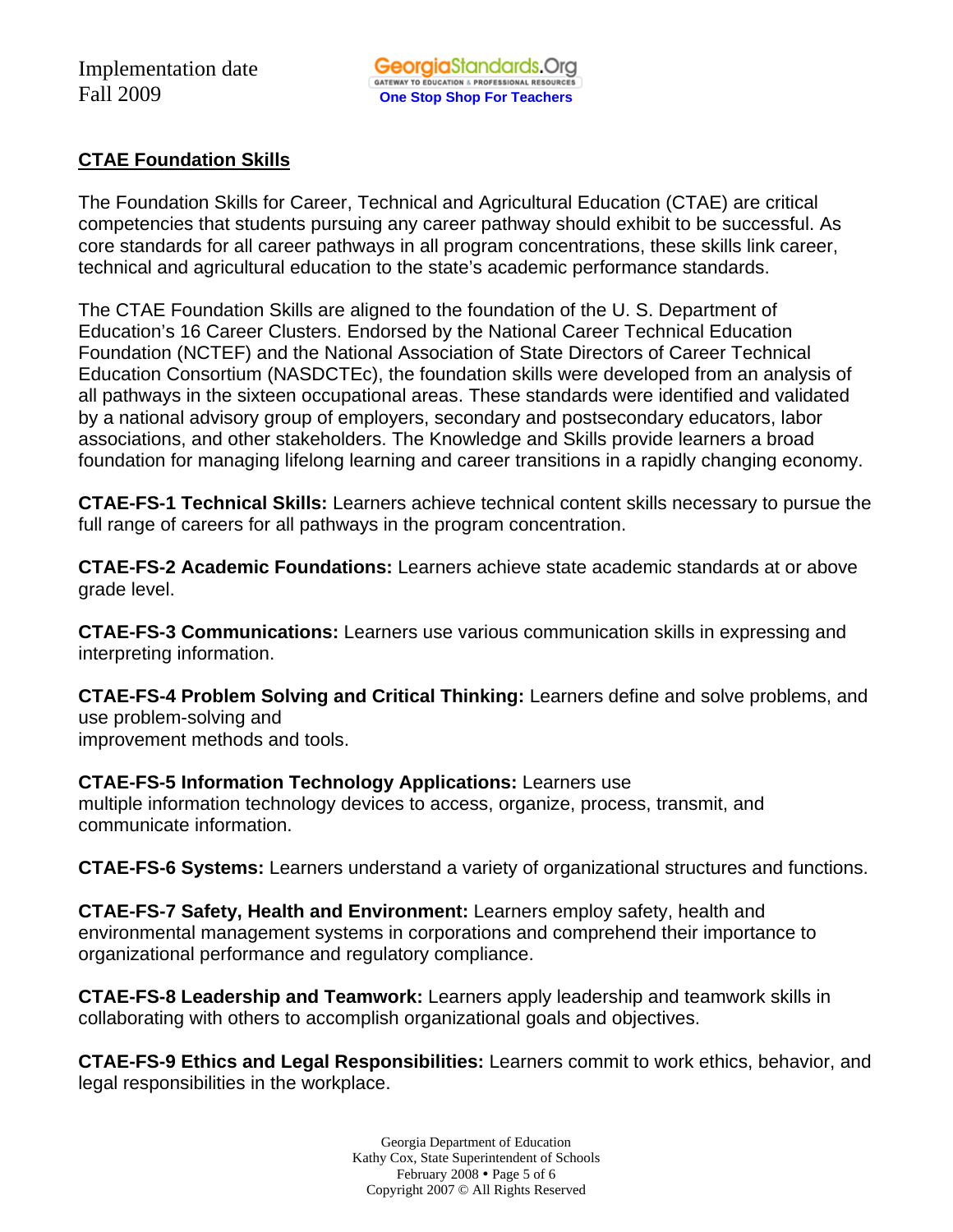## CTAE Foundation Skills

The Foundation Skills for Career, Technical and Agricultural Education (CTAE) are critical competencies that students pursuing any career pathway should exhibit to be successful. As core standards for all career pathways in all program concentrations, these skills link career, technical and agricultural education to the state's academic performance standards.

The CTAE Foundation Skills are aligned to the foundation of the U. S. Department of Education's 16 Career Clusters. Endorsed by the National Career Technical Education Foundation (NCTEF) and the National Association of State Directors of Career Technical Education Consortium (NASDCTEc), the foundation skills were developed from an analysis of all pathways in the sixteen occupational areas. These standards were identified and validated by a national advisory group of employers, secondary and postsecondary educators, labor associations, and other stakeholders. The Knowledge and Skills provide learners a broad foundation for managing lifelong learning and career transitions in a rapidly changing economy.

**CTAE-FS-1 Technical Skills:** Learners achieve technical content skills necessary to pursue the full range of careers for all pathways in the program concentration.

**CTAE-FS-2 Academic Foundations:** Learners achieve state academic standards at or above grade level.

**CTAE-FS-3 Communications:** Learners use various communication skills in expressing and interpreting information.

**CTAE-FS-4 Problem Solving and Critical Thinking:** Learners define and solve problems, and use problem-solving and improvement methods and tools.

**CTAE-FS-5 Information Technology Applications:** Learners use multiple information technology devices to access, organize, process, transmit, and communicate information.

**CTAE-FS-6 Systems:** Learners understand a variety of organizational structures and functions.

**CTAE-FS-7 Safety, Health and Environment:** Learners employ safety, health and environmental management systems in corporations and comprehend their importance to organizational performance and regulatory compliance.

**CTAE-FS-8 Leadership and Teamwork:** Learners apply leadership and teamwork skills in collaborating with others to accomplish organizational goals and objectives.

**CTAE-FS-9 Ethics and Legal Responsibilities:** Learners commit to work ethics, behavior, and legal responsibilities in the workplace.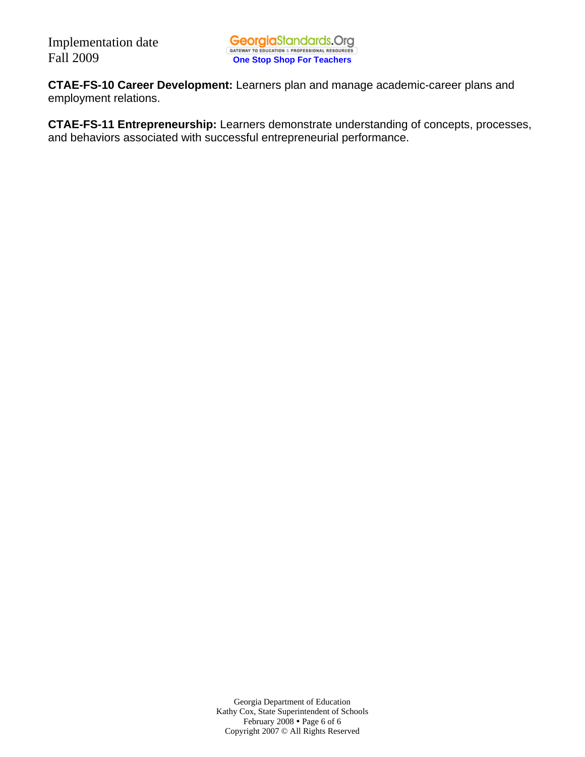**CTAE-FS-10 Career Development:** Learners plan and manage academic-career plans and employment relations.

**CTAE-FS-11 Entrepreneurship:** Learners demonstrate understanding of concepts, processes, and behaviors associated with successful entrepreneurial performance.